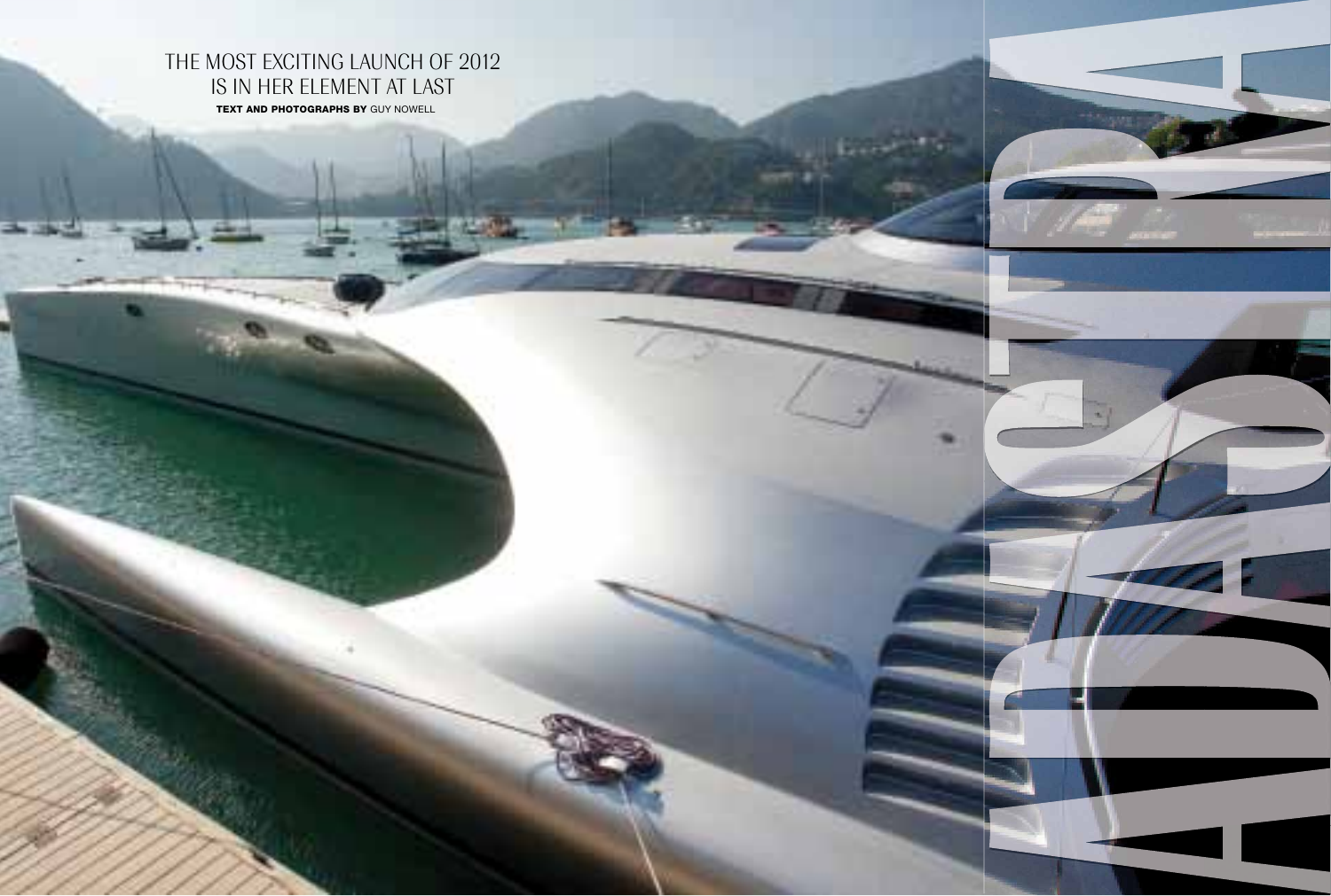# ADASTRA

THE MOST EXCITING LAUNCH OF 2012
IS IN HER ELEMENT AT LAST

**TEXT AND PHOTOGRAPHS BY** GUY NOWELL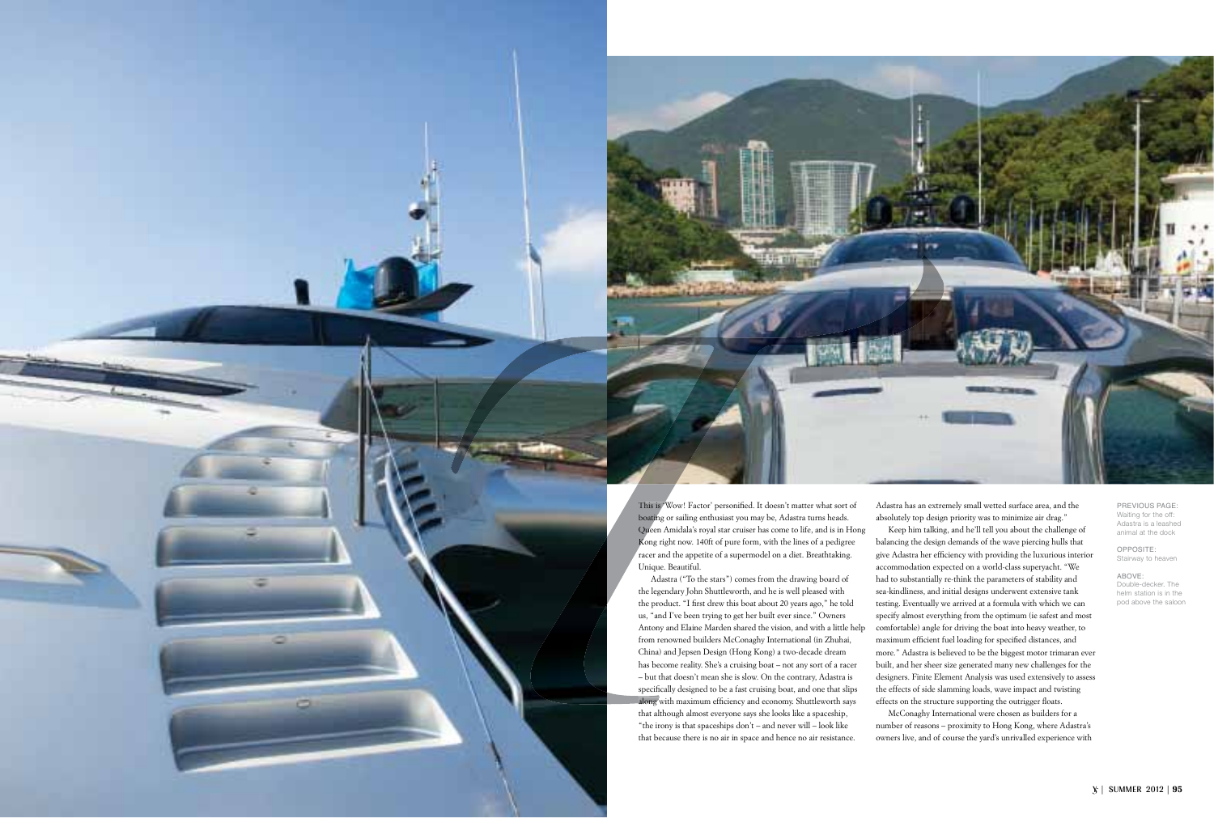This is 'Wow! Factor' personified. It doesn't matter what sort of boating or sailing enthusiast you may be, Adastra turns heads. Queen Amidala's royal star cruiser has come to life, and is in Hong Kong right now. 140ft of pure form, with the lines of a pedigree racer and the appetite of a supermodel on a diet. Breathtaking. Unique. Beautiful.

Adastra ("To the stars") comes from the drawing board of the legendary John Shuttleworth, and he is well pleased with the product. "I first drew this boat about 20 years ago," he told us, "and I've been trying to get her built ever since." Owners Antony and Elaine Marden shared the vision, and with a little help from renowned builders McConaghy International (in Zhuhai, China) and Jepsen Design (Hong Kong) a two-decade dream has become reality. She's a cruising boat – not any sort of a racer – but that doesn't mean she is slow. On the contrary, Adastra is specifically designed to be a fast cruising boat, and one that slips along with maximum efficiency and economy. Shuttleworth says that although almost everyone says she looks like a spaceship, "the irony is that spaceships don't – and never will – look like that because there is no air in space and hence no air resistance. Adastra has an extremely small wetted surface area, and the absolutely top design priority was to minimize air drag."

Keep him talking, and he'll tell you about the challenge of balancing the design demands of the wave piercing hulls that give Adastra her efficiency with providing the luxurious interior accommodation expected on a world-class superyacht. "We had to substantially re-think the parameters of stability and sea-kindliness, and initial designs underwent extensive tank testing. Eventually we arrived at a formula with which we can specify almost everything from the optimum (ie safest and most comfortable) angle for driving the boat into heavy weather, to maximum efficient fuel loading for specified distances, and more." Adastra is believed to be the biggest motor trimaran ever built, and her sheer size generated many new challenges for the designers. Finite Element Analysis was used extensively to assess the effects of side slamming loads, wave impact and twisting effects on the structure supporting the outrigger floats.

McConaghy International were chosen as builders for a number of reasons – proximity to Hong Kong, where Adastra's owners live, and of course the yard's unrivalled experience with

PREVIOUS PAGE: Waiting for the off: Adastra is a leashed animal at the dock

OPPOSITE: Stairway to heaven

ABOVE: Double-decker. The helm station is in the pod above the saloon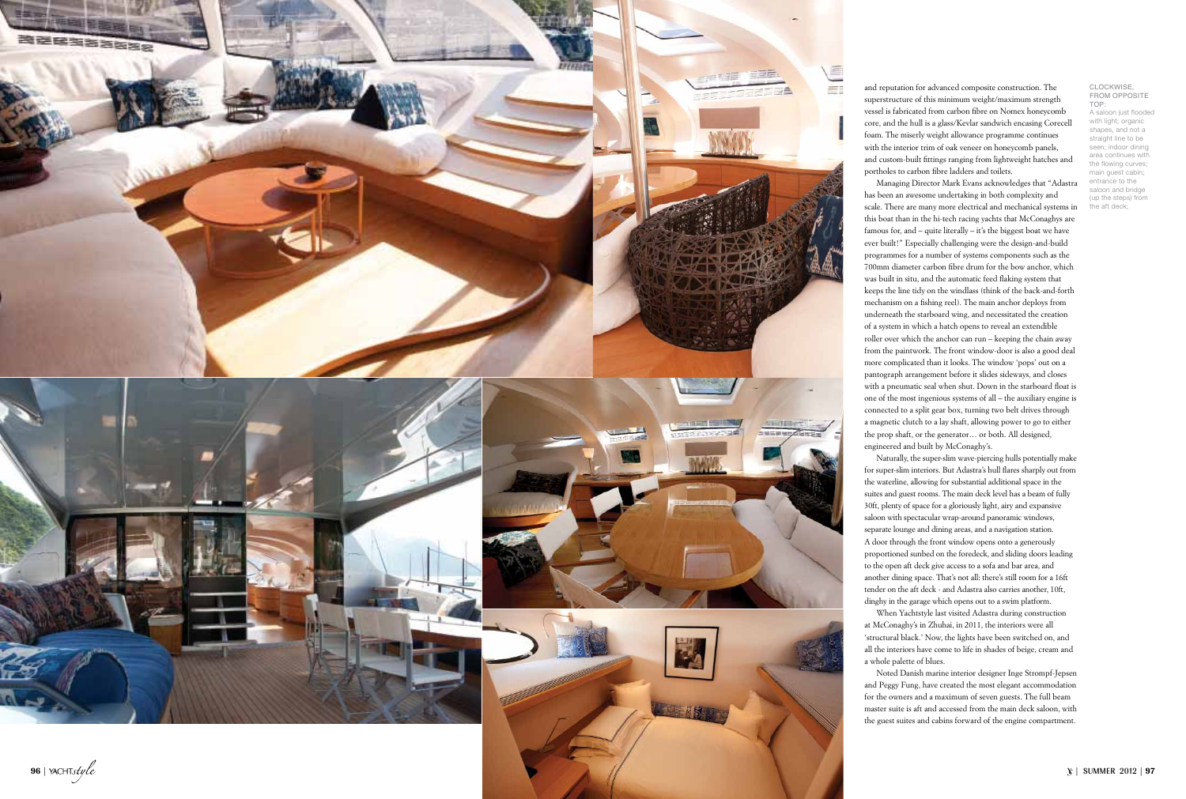and reputation for advanced composite construction. The superstructure of this minimum weight/maximum strength vessel is fabricated from carbon fibre on Nomex honeycomb core, and the hull is a glass/Kevlar sandwich encasing Corecell foam. The miserly weight allowance programme continues with the interior trim of oak veneer on honeycomb panels, and custom-built fittings ranging from lightweight hatches and portholes to carbon fibre ladders and toilets.

Managing Director Mark Evans acknowledges that "Adastra has been an awesome undertaking in both complexity and scale. There are many more electrical and mechanical systems in this boat than in the hi-tech racing yachts that McConaghys are famous for, and – quite literally – it's the biggest boat we have ever built!" Especially challenging were the design-and-build programmes for a number of systems components such as the 700mm diameter carbon fibre drum for the bow anchor, which was built in situ, and the automatic feed flaking system that keeps the line tidy on the windlass (think of the back-and-forth mechanism on a fishing reel). The main anchor deploys from underneath the starboard wing, and necessitated the creation of a system in which a hatch opens to reveal an extendible roller over which the anchor can run – keeping the chain away from the paintwork. The front window-door is also a good deal more complicated than it looks. The window 'pops' out on a pantograph arrangement before it slides sideways, and closes with a pneumatic seal when shut. Down in the starboard float is one of the most ingenious systems of all – the auxiliary engine is connected to a split gear box, turning two belt drives through a magnetic clutch to a lay shaft, allowing power to go to either the prop shaft, or the generator… or both. All designed, engineered and built by McConaghy's.

Naturally, the super-slim wave-piercing hulls potentially make for super-slim interiors. But Adastra's hull flares sharply out from the waterline, allowing for substantial additional space in the suites and guest rooms. The main deck level has a beam of fully 30ft, plenty of space for a gloriously light, airy and expansive saloon with spectacular wrap-around panoramic windows, separate lounge and dining areas, and a navigation station. A door through the front window opens onto a generously proportioned sunbed on the foredeck, and sliding doors leading to the open aft deck give access to a sofa and bar area, and another dining space. That's not all: there's still room for a 16ft tender on the aft deck - and Adastra also carries another, 10ft, dinghy in the garage which opens out to a swim platform.

When Yachtstyle last visited Adastra during construction at McConaghy's in Zhuhai, in 2011, the interiors were all 'structural black.' Now, the lights have been switched on, and all the interiors have come to life in shades of beige, cream and a whole palette of blues.

Noted Danish marine interior designer Inge Strompf-Jepsen and Peggy Fung, have created the most elegant accommodation for the owners and a maximum of seven guests. The full beam master suite is aft and accessed from the main deck saloon, with the guest suites and cabins forward of the engine compartment.

CLOCKWISE, FROM OPPOSITE TOP: A saloon just flooded with light; organic shapes, and not a straight line to be seen; indoor dining area continues with the flowing curves; main guest cabin; entrance to the saloon and bridge (up the steps) from the aft deck;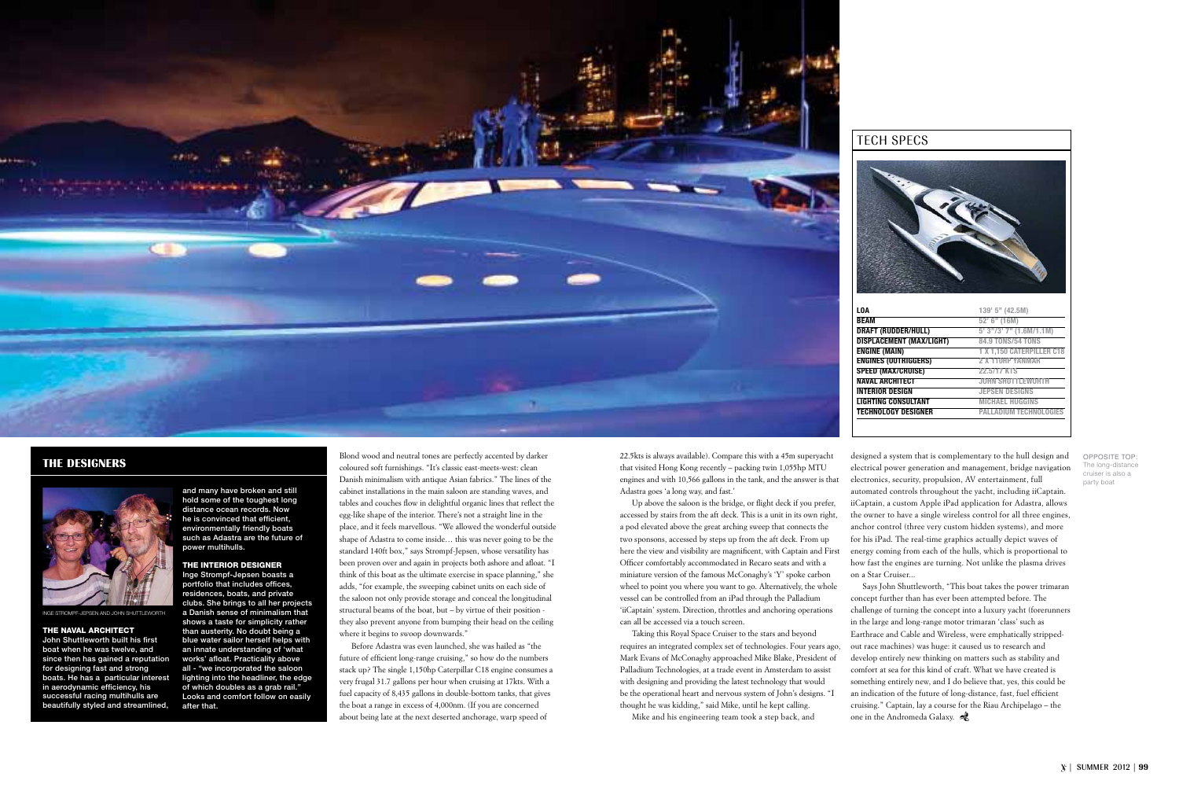## TECH SPECS

| | |
|---|---|
| LOA | 139' 5" (42.5M) |
| BEAM | 52' 6" (16M) |
| DRAFT (RUDDER/HULL) | 5' 3"/3' 7" (1.6M/1.1M) |
| DISPLACEMENT (MAX/LIGHT) | 84.9 TONS/54 TONS |
| ENGINE (MAIN) | 1 X 1,150 CATERPILLAR C18 |
| ENGINES (OUTRIGGERS) | 2 X 110HP YANMAR |
| SPEED (MAX/CRUISE) | 22.5/17 KTS |
| NAVAL ARCHITECT | JOHN SHUTTLEWORTH |
| INTERIOR DESIGN | JEPSEN DESIGNS |
| LIGHTING CONSULTANT | MICHAEL HUGGINS |
| TECHNOLOGY DESIGNER | PALLADIUM TECHNOLOGIES |

## THE DESIGNERS

INGE STROMPF-JEPSEN AND JOHN SHUTTLEWORTH

**THE NAVAL ARCHITECT**
John Shuttleworth built his first boat when he was twelve, and since then has gained a reputation for designing fast and strong boats. He has a particular interest in aerodynamic efficiency, his successful racing multihulls are beautifully styled and streamlined, and many have broken and still hold some of the toughest long distance ocean records. Now he is convinced that efficient, environmentally friendly boats such as Adastra are the future of power multihulls.

**THE INTERIOR DESIGNER**
Inge Strompf-Jepsen boasts a portfolio that includes offices, residences, boats, and private clubs. She brings to all her projects a Danish sense of minimalism that shows a taste for simplicity rather than austerity. No doubt being a blue water sailor herself helps with an innate understanding of 'what works' afloat. Practicality above all - "we incorporated the saloon lighting into the headliner, the edge of which doubles as a grab rail." Looks and comfort follow on easily after that.

Blond wood and neutral tones are perfectly accented by darker coloured soft furnishings. "It's classic east-meets-west: clean Danish minimalism with antique Asian fabrics." The lines of the cabinet installations in the main saloon are standing waves, and tables and couches flow in delightful organic lines that reflect the egg-like shape of the interior. There's not a straight line in the place, and it feels marvellous. "We allowed the wonderful outside shape of Adastra to come inside… this was never going to be the standard 140ft box," says Strompf-Jepsen, whose versatility has been proven over and again in projects both ashore and afloat. "I think of this boat as the ultimate exercise in space planning," she adds, "for example, the sweeping cabinet units on each side of the saloon not only provide storage and conceal the longitudinal structural beams of the boat, but – by virtue of their position - they also prevent anyone from bumping their head on the ceiling where it begins to swoop downwards."

Before Adastra was even launched, she was hailed as "the future of efficient long-range cruising," so how do the numbers stack up? The single 1,150hp Caterpillar C18 engine consumes a very frugal 31.7 gallons per hour when cruising at 17kts. With a fuel capacity of 8,435 gallons in double-bottom tanks, that gives the boat a range in excess of 4,000nm. (If you are concerned about being late at the next deserted anchorage, warp speed of 22.5kts is always available). Compare this with a 45m superyacht that visited Hong Kong recently – packing twin 1,055hp MTU engines and with 10,566 gallons in the tank, and the answer is that Adastra goes 'a long way, and fast.'

Up above the saloon is the bridge, or flight deck if you prefer, accessed by stairs from the aft deck. This is a unit in its own right, a pod elevated above the great arching sweep that connects the two sponsons, accessed by steps up from the aft deck. From up here the view and visibility are magnificent, with Captain and First Officer comfortably accommodated in Recaro seats and with a miniature version of the famous McConaghy's 'Y' spoke carbon wheel to point you where you want to go. Alternatively, the whole vessel can be controlled from an iPad through the Palladium 'iiCaptain' system. Direction, throttles and anchoring operations can all be accessed via a touch screen.

Taking this Royal Space Cruiser to the stars and beyond requires an integrated complex set of technologies. Four years ago, Mark Evans of McConaghy approached Mike Blake, President of Palladium Technologies, at a trade event in Amsterdam to assist with designing and providing the latest technology that would be the operational heart and nervous system of John's designs. "I thought he was kidding," said Mike, until he kept calling.

Mike and his engineering team took a step back, and designed a system that is complementary to the hull design and electrical power generation and management, bridge navigation electronics, security, propulsion, AV entertainment, full automated controls throughout the yacht, including iiCaptain. iiCaptain, a custom Apple iPad application for Adastra, allows the owner to have a single wireless control for all three engines, anchor control (three very custom hidden systems), and more for his iPad. The real-time graphics actually depict waves of energy coming from each of the hulls, which is proportional to how fast the engines are turning. Not unlike the plasma drives on a Star Cruiser...

Says John Shuttleworth, "This boat takes the power trimaran concept further than has ever been attempted before. The challenge of turning the concept into a luxury yacht (forerunners in the large and long-range motor trimaran 'class' such as Earthrace and Cable and Wireless, were emphatically stripped-out race machines) was huge: it caused us to research and develop entirely new thinking on matters such as stability and comfort at sea for this kind of craft. What we have created is something entirely new, and I do believe that, yes, this could be an indication of the future of long-distance, fast, fuel efficient cruising." Captain, lay a course for the Riau Archipelago – the one in the Andromeda Galaxy.

OPPOSITE TOP: The long-distance cruiser is also a party boat